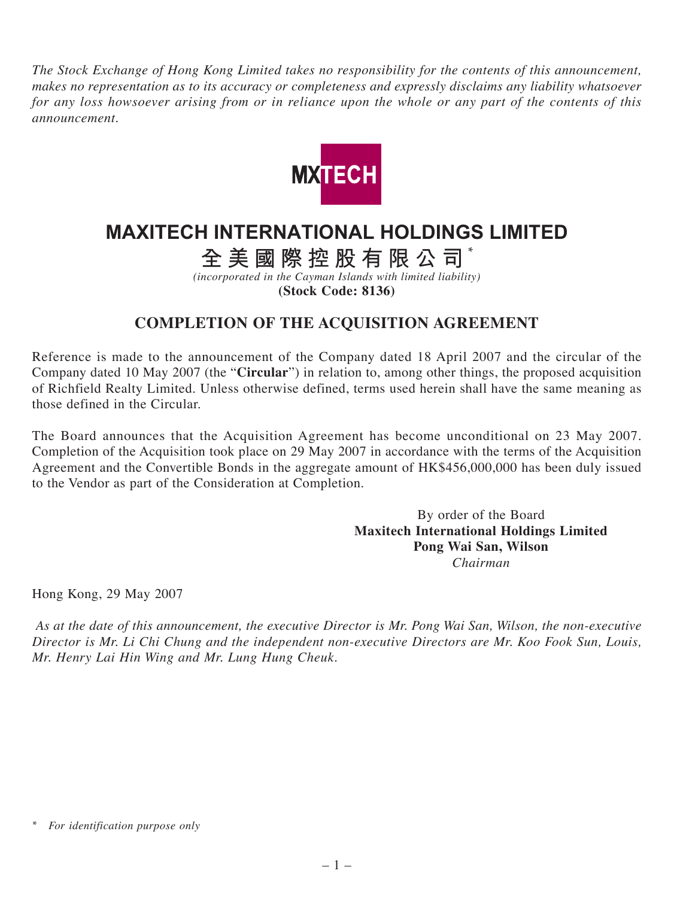*The Stock Exchange of Hong Kong Limited takes no responsibility for the contents of this announcement, makes no representation as to its accuracy or completeness and expressly disclaims any liability whatsoever for any loss howsoever arising from or in reliance upon the whole or any part of the contents of this announcement.*

MXTECH

# MAXITECH INTERNATIONAL HOLDINGS LIMITED

# 全美國際控股有限公司*

*(incorporated in the Cayman Islands with limited liability)*

**(Stock Code: 8136)**

## COMPLETION OF THE ACQUISITION AGREEMENT

Reference is made to the announcement of the Company dated 18 April 2007 and the circular of the Company dated 10 May 2007 (the "**Circular**") in relation to, among other things, the proposed acquisition of Richfield Realty Limited. Unless otherwise defined, terms used herein shall have the same meaning as those defined in the Circular.

The Board announces that the Acquisition Agreement has become unconditional on 23 May 2007. Completion of the Acquisition took place on 29 May 2007 in accordance with the terms of the Acquisition Agreement and the Convertible Bonds in the aggregate amount of HK$456,000,000 has been duly issued to the Vendor as part of the Consideration at Completion.

By order of the Board
**Maxitech International Holdings Limited**
**Pong Wai San, Wilson**
*Chairman*

Hong Kong, 29 May 2007

*As at the date of this announcement, the executive Director is Mr. Pong Wai San, Wilson, the non-executive Director is Mr. Li Chi Chung and the independent non-executive Directors are Mr. Koo Fook Sun, Louis, Mr. Henry Lai Hin Wing and Mr. Lung Hung Cheuk.*

\* *For identification purpose only*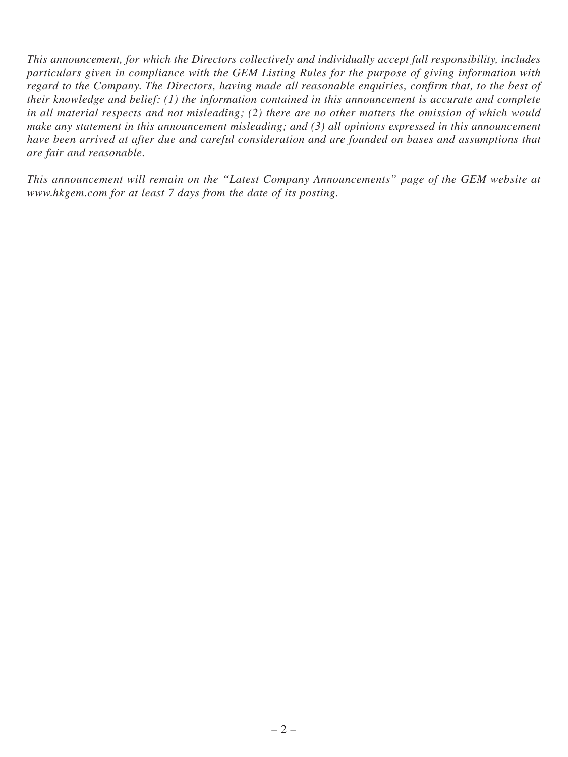*This announcement, for which the Directors collectively and individually accept full responsibility, includes particulars given in compliance with the GEM Listing Rules for the purpose of giving information with regard to the Company. The Directors, having made all reasonable enquiries, confirm that, to the best of their knowledge and belief: (1) the information contained in this announcement is accurate and complete in all material respects and not misleading; (2) there are no other matters the omission of which would make any statement in this announcement misleading; and (3) all opinions expressed in this announcement have been arrived at after due and careful consideration and are founded on bases and assumptions that are fair and reasonable.*

*This announcement will remain on the "Latest Company Announcements" page of the GEM website at www.hkgem.com for at least 7 days from the date of its posting.*